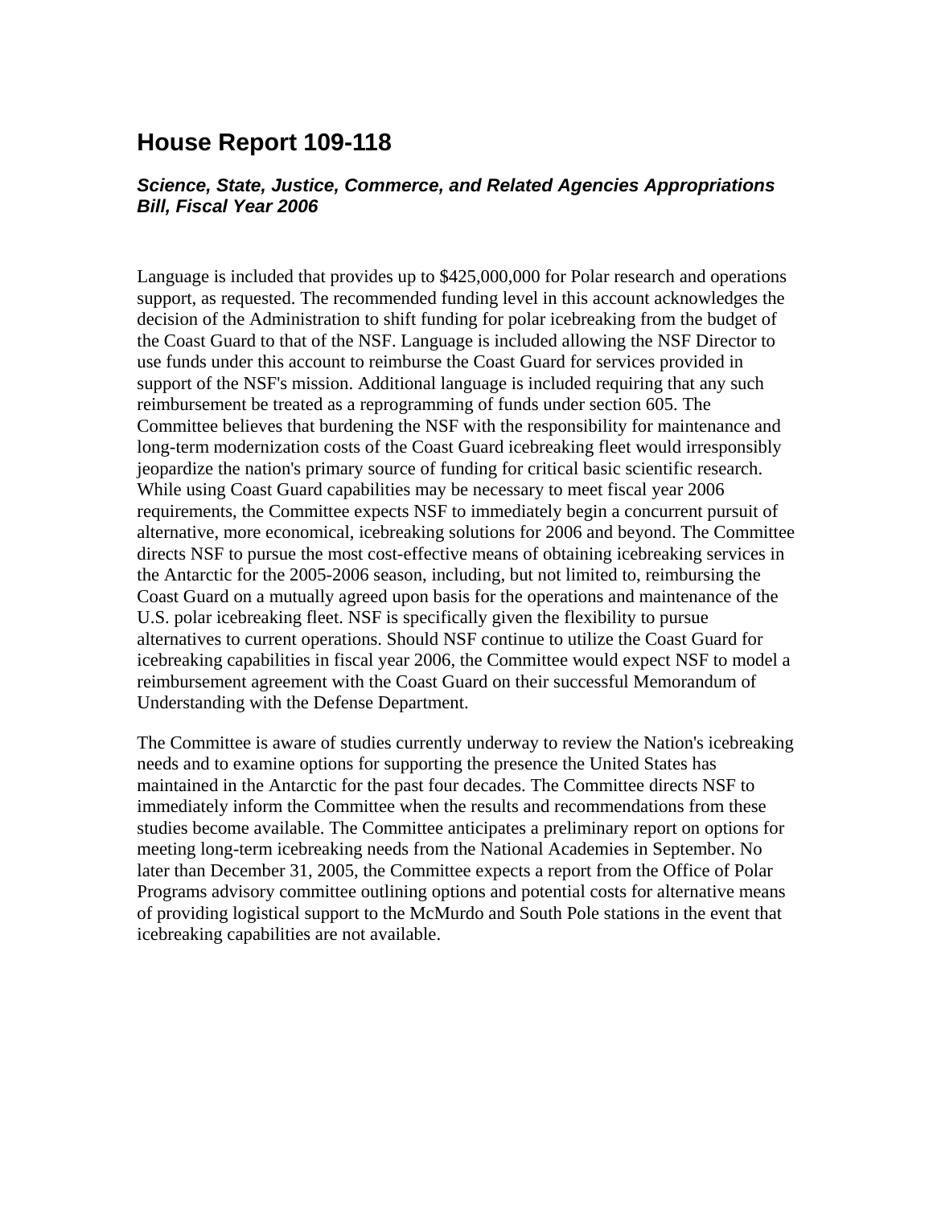# House Report 109-118

### *Science, State, Justice, Commerce, and Related Agencies Appropriations Bill, Fiscal Year 2006*

Language is included that provides up to $425,000,000 for Polar research and operations support, as requested. The recommended funding level in this account acknowledges the decision of the Administration to shift funding for polar icebreaking from the budget of the Coast Guard to that of the NSF. Language is included allowing the NSF Director to use funds under this account to reimburse the Coast Guard for services provided in support of the NSF's mission. Additional language is included requiring that any such reimbursement be treated as a reprogramming of funds under section 605. The Committee believes that burdening the NSF with the responsibility for maintenance and long-term modernization costs of the Coast Guard icebreaking fleet would irresponsibly jeopardize the nation's primary source of funding for critical basic scientific research. While using Coast Guard capabilities may be necessary to meet fiscal year 2006 requirements, the Committee expects NSF to immediately begin a concurrent pursuit of alternative, more economical, icebreaking solutions for 2006 and beyond. The Committee directs NSF to pursue the most cost-effective means of obtaining icebreaking services in the Antarctic for the 2005-2006 season, including, but not limited to, reimbursing the Coast Guard on a mutually agreed upon basis for the operations and maintenance of the U.S. polar icebreaking fleet. NSF is specifically given the flexibility to pursue alternatives to current operations. Should NSF continue to utilize the Coast Guard for icebreaking capabilities in fiscal year 2006, the Committee would expect NSF to model a reimbursement agreement with the Coast Guard on their successful Memorandum of Understanding with the Defense Department.

The Committee is aware of studies currently underway to review the Nation's icebreaking needs and to examine options for supporting the presence the United States has maintained in the Antarctic for the past four decades. The Committee directs NSF to immediately inform the Committee when the results and recommendations from these studies become available. The Committee anticipates a preliminary report on options for meeting long-term icebreaking needs from the National Academies in September. No later than December 31, 2005, the Committee expects a report from the Office of Polar Programs advisory committee outlining options and potential costs for alternative means of providing logistical support to the McMurdo and South Pole stations in the event that icebreaking capabilities are not available.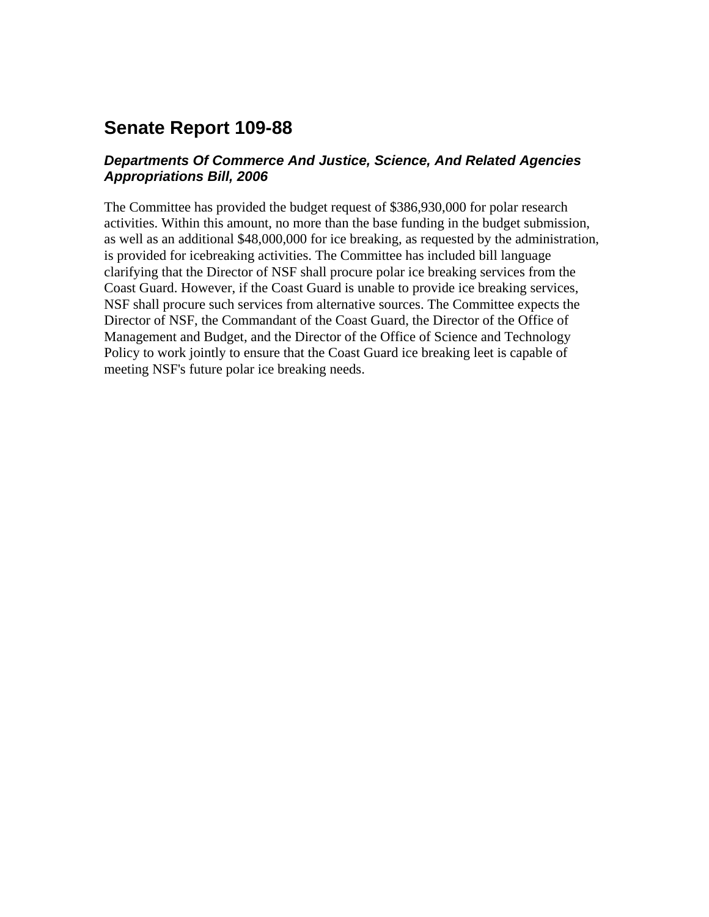## Senate Report 109-88

### *Departments Of Commerce And Justice, Science, And Related Agencies Appropriations Bill, 2006*

The Committee has provided the budget request of $386,930,000 for polar research activities. Within this amount, no more than the base funding in the budget submission, as well as an additional $48,000,000 for ice breaking, as requested by the administration, is provided for icebreaking activities. The Committee has included bill language clarifying that the Director of NSF shall procure polar ice breaking services from the Coast Guard. However, if the Coast Guard is unable to provide ice breaking services, NSF shall procure such services from alternative sources. The Committee expects the Director of NSF, the Commandant of the Coast Guard, the Director of the Office of Management and Budget, and the Director of the Office of Science and Technology Policy to work jointly to ensure that the Coast Guard ice breaking leet is capable of meeting NSF's future polar ice breaking needs.